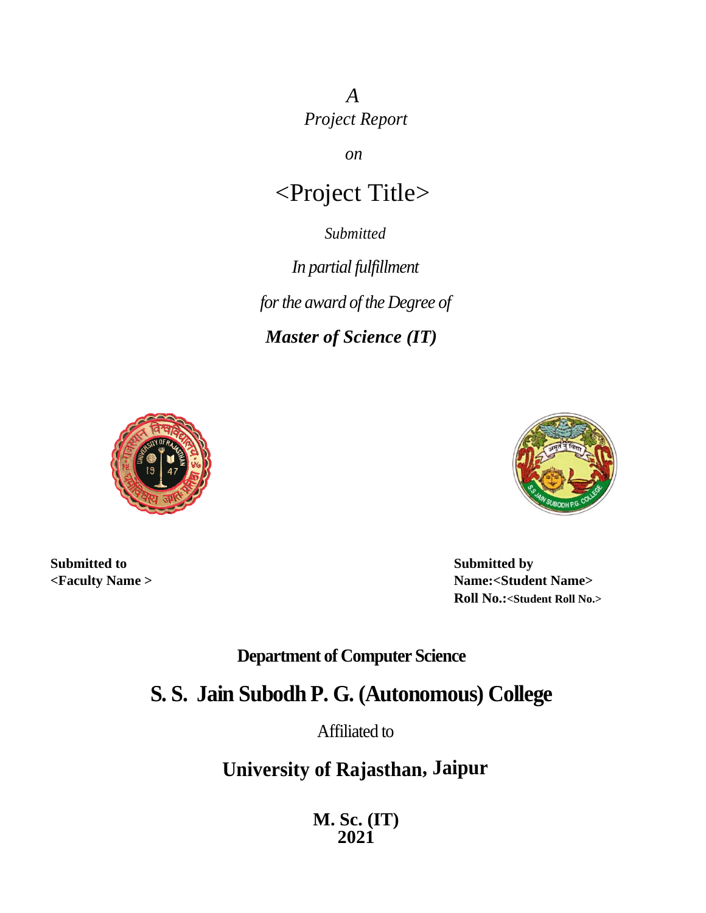*A*

*Project Report*

*on*

# <Project Title>

*Submitted*

*In partial fulfillment*

*for the award of the Degree of*

***Master of Science (IT)***

**Submitted to**
**<Faculty Name >**

**Submitted by**
**Name:<Student Name>**
**Roll No.:<Student Roll No.>**

## Department of Computer Science

## S. S. Jain Subodh P. G. (Autonomous) College

Affiliated to

## University of Rajasthan, Jaipur

**M. Sc. (IT)**
**2021**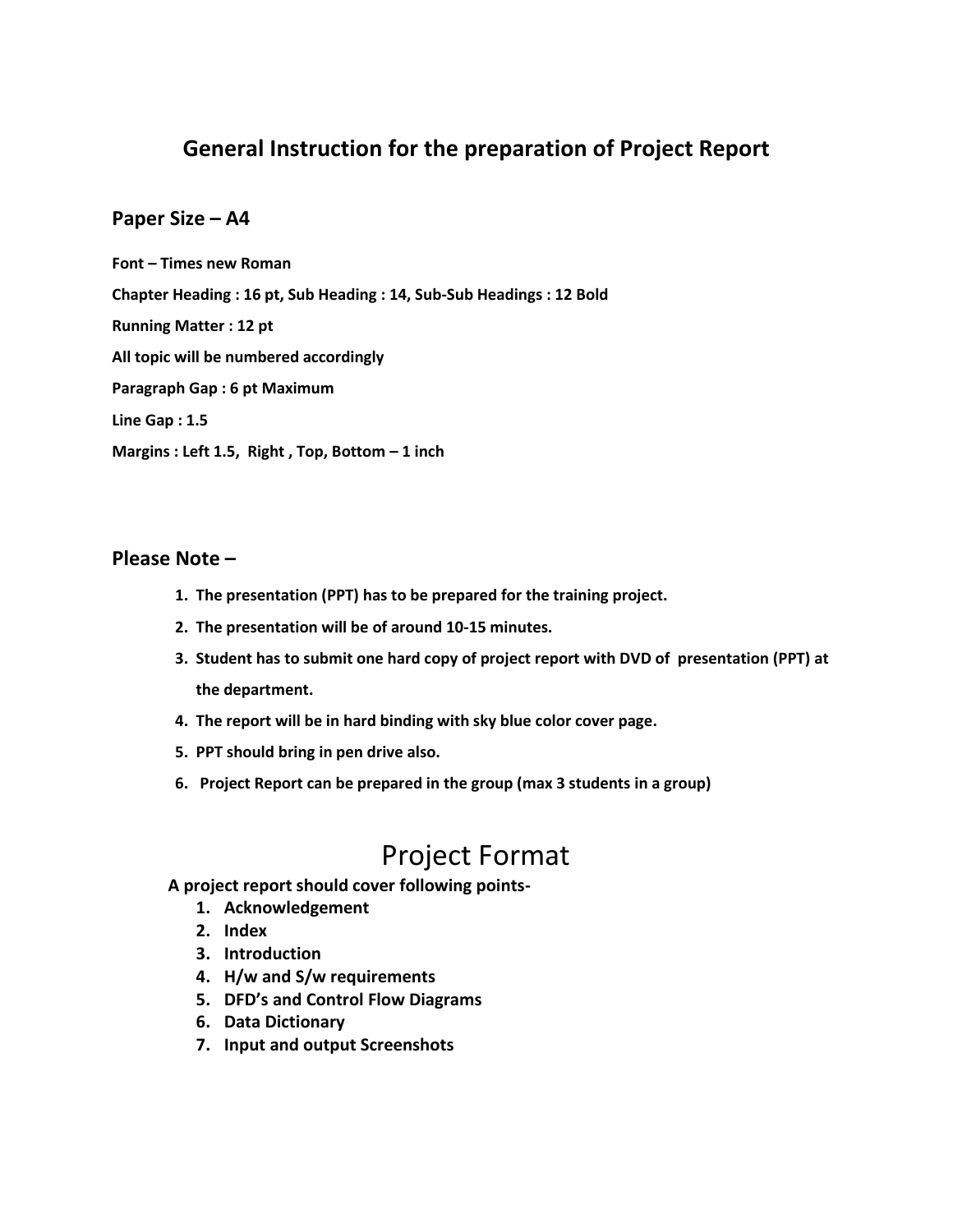# General Instruction for the preparation of Project Report

## Paper Size – A4

**Font – Times new Roman**

**Chapter Heading : 16 pt, Sub Heading : 14, Sub-Sub Headings : 12 Bold**

**Running Matter : 12 pt**

**All topic will be numbered accordingly**

**Paragraph Gap : 6 pt Maximum**

**Line Gap : 1.5**

**Margins : Left 1.5, Right , Top, Bottom – 1 inch**

## Please Note –

1. **The presentation (PPT) has to be prepared for the training project.**
2. **The presentation will be of around 10-15 minutes.**
3. **Student has to submit one hard copy of project report with DVD of presentation (PPT) at the department.**
4. **The report will be in hard binding with sky blue color cover page.**
5. **PPT should bring in pen drive also.**
6. **Project Report can be prepared in the group (max 3 students in a group)**

# Project Format

**A project report should cover following points-**

1. **Acknowledgement**
2. **Index**
3. **Introduction**
4. **H/w and S/w requirements**
5. **DFD's and Control Flow Diagrams**
6. **Data Dictionary**
7. **Input and output Screenshots**